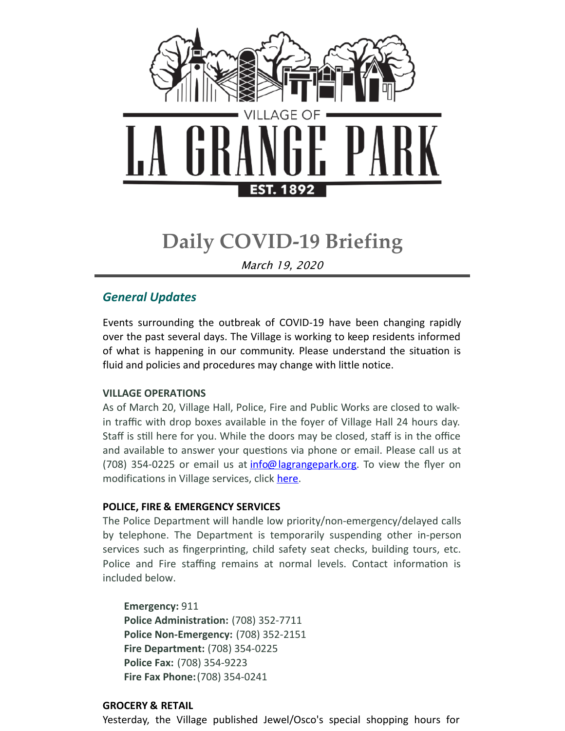VILLAGE OF

# LA GRANGE PARK

EST. 1892

# Daily COVID-19 Briefing

*March 19, 2020*

## *General Updates*

Events surrounding the outbreak of COVID-19 have been changing rapidly over the past several days. The Village is working to keep residents informed of what is happening in our community. Please understand the situation is fluid and policies and procedures may change with little notice.

**VILLAGE OPERATIONS**

As of March 20, Village Hall, Police, Fire and Public Works are closed to walk-in traffic with drop boxes available in the foyer of Village Hall 24 hours day. Staff is still here for you. While the doors may be closed, staff is in the office and available to answer your questions via phone or email. Please call us at (708) 354-0225 or email us at info@lagrangepark.org. To view the flyer on modifications in Village services, click here.

**POLICE, FIRE & EMERGENCY SERVICES**

The Police Department will handle low priority/non-emergency/delayed calls by telephone. The Department is temporarily suspending other in-person services such as fingerprinting, child safety seat checks, building tours, etc. Police and Fire staffing remains at normal levels. Contact information is included below.

**Emergency:** 911
**Police Administration:** (708) 352-7711
**Police Non-Emergency:** (708) 352-2151
**Fire Department:** (708) 354-0225
**Police Fax:** (708) 354-9223
**Fire Fax Phone:** (708) 354-0241

**GROCERY & RETAIL**

Yesterday, the Village published Jewel/Osco's special shopping hours for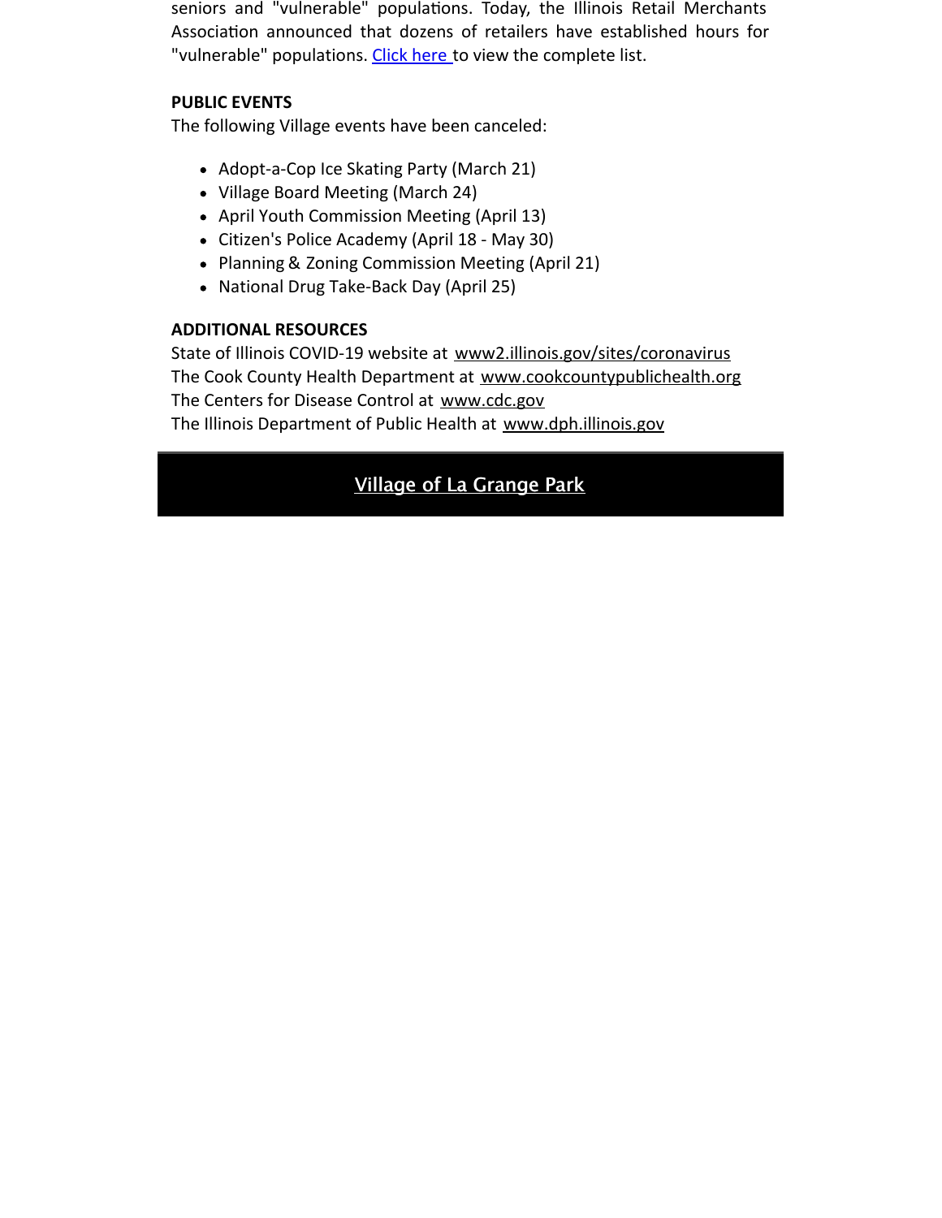seniors and "vulnerable" populations. Today, the Illinois Retail Merchants Association announced that dozens of retailers have established hours for "vulnerable" populations. Click here to view the complete list.

**PUBLIC EVENTS**

The following Village events have been canceled:

- Adopt-a-Cop Ice Skating Party (March 21)
- Village Board Meeting (March 24)
- April Youth Commission Meeting (April 13)
- Citizen's Police Academy (April 18 - May 30)
- Planning & Zoning Commission Meeting (April 21)
- National Drug Take-Back Day (April 25)

**ADDITIONAL RESOURCES**

State of Illinois COVID-19 website at www2.illinois.gov/sites/coronavirus
The Cook County Health Department at www.cookcountypublichealth.org
The Centers for Disease Control at www.cdc.gov
The Illinois Department of Public Health at www.dph.illinois.gov

Village of La Grange Park